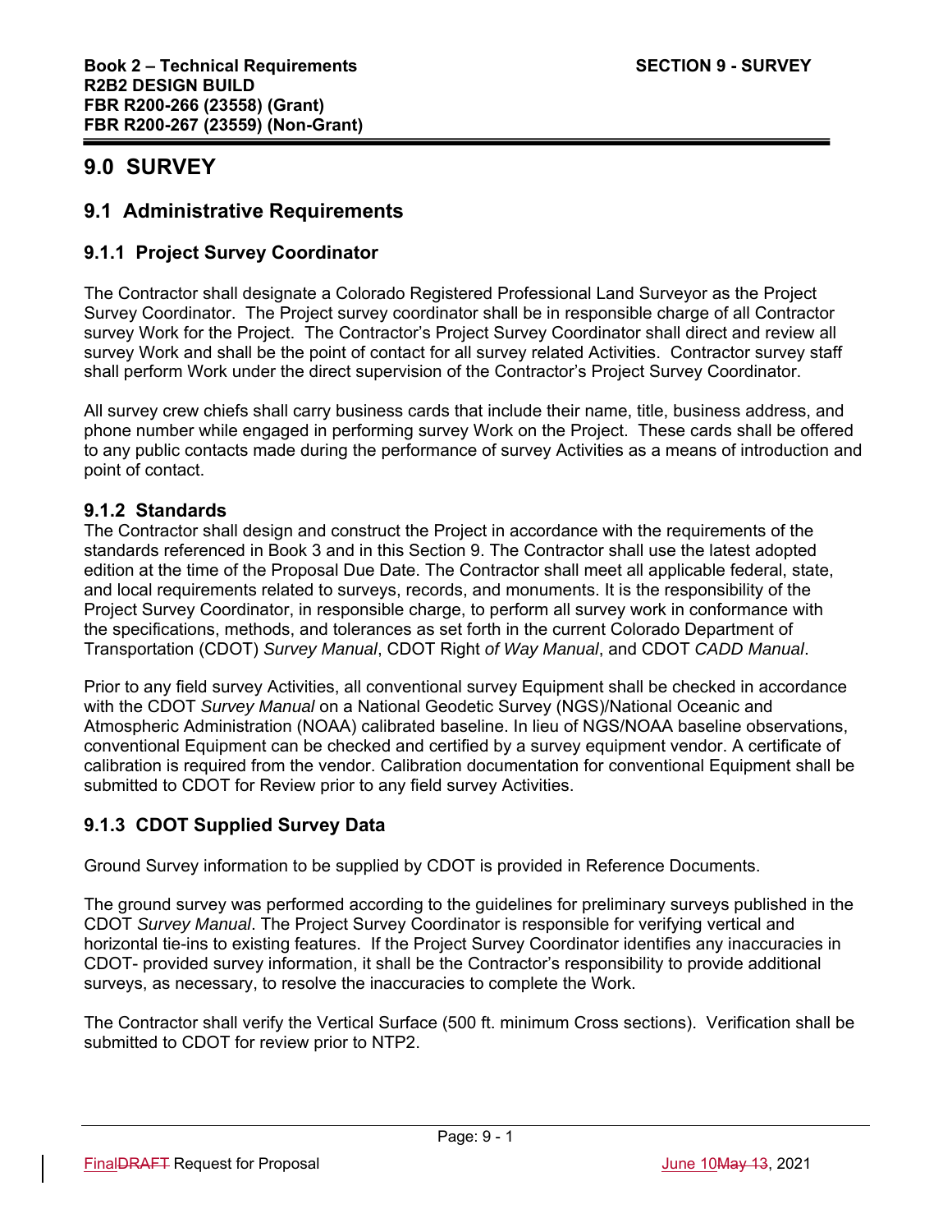# 9.0 SURVEY

## 9.1 Administrative Requirements

### 9.1.1 Project Survey Coordinator

The Contractor shall designate a Colorado Registered Professional Land Surveyor as the Project Survey Coordinator. The Project survey coordinator shall be in responsible charge of all Contractor survey Work for the Project. The Contractor's Project Survey Coordinator shall direct and review all survey Work and shall be the point of contact for all survey related Activities. Contractor survey staff shall perform Work under the direct supervision of the Contractor's Project Survey Coordinator.

All survey crew chiefs shall carry business cards that include their name, title, business address, and phone number while engaged in performing survey Work on the Project. These cards shall be offered to any public contacts made during the performance of survey Activities as a means of introduction and point of contact.

### 9.1.2 Standards

The Contractor shall design and construct the Project in accordance with the requirements of the standards referenced in Book 3 and in this Section 9. The Contractor shall use the latest adopted edition at the time of the Proposal Due Date. The Contractor shall meet all applicable federal, state, and local requirements related to surveys, records, and monuments. It is the responsibility of the Project Survey Coordinator, in responsible charge, to perform all survey work in conformance with the specifications, methods, and tolerances as set forth in the current Colorado Department of Transportation (CDOT) *Survey Manual*, CDOT Right *of Way Manual*, and CDOT *CADD Manual*.

Prior to any field survey Activities, all conventional survey Equipment shall be checked in accordance with the CDOT *Survey Manual* on a National Geodetic Survey (NGS)/National Oceanic and Atmospheric Administration (NOAA) calibrated baseline. In lieu of NGS/NOAA baseline observations, conventional Equipment can be checked and certified by a survey equipment vendor. A certificate of calibration is required from the vendor. Calibration documentation for conventional Equipment shall be submitted to CDOT for Review prior to any field survey Activities.

### 9.1.3 CDOT Supplied Survey Data

Ground Survey information to be supplied by CDOT is provided in Reference Documents.

The ground survey was performed according to the guidelines for preliminary surveys published in the CDOT *Survey Manual*. The Project Survey Coordinator is responsible for verifying vertical and horizontal tie-ins to existing features. If the Project Survey Coordinator identifies any inaccuracies in CDOT- provided survey information, it shall be the Contractor's responsibility to provide additional surveys, as necessary, to resolve the inaccuracies to complete the Work.

The Contractor shall verify the Vertical Surface (500 ft. minimum Cross sections). Verification shall be submitted to CDOT for review prior to NTP2.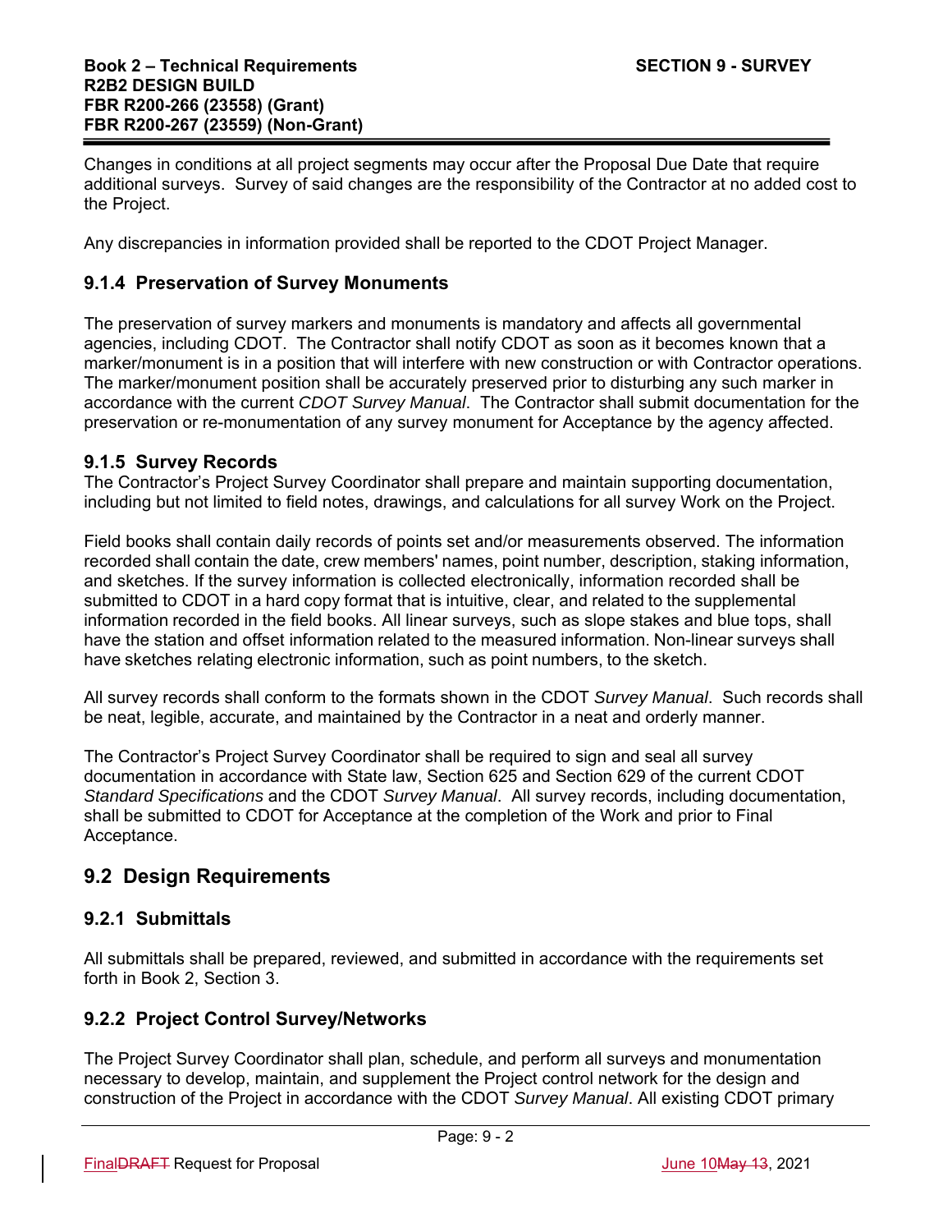Changes in conditions at all project segments may occur after the Proposal Due Date that require additional surveys. Survey of said changes are the responsibility of the Contractor at no added cost to the Project.

Any discrepancies in information provided shall be reported to the CDOT Project Manager.

### 9.1.4 Preservation of Survey Monuments

The preservation of survey markers and monuments is mandatory and affects all governmental agencies, including CDOT. The Contractor shall notify CDOT as soon as it becomes known that a marker/monument is in a position that will interfere with new construction or with Contractor operations. The marker/monument position shall be accurately preserved prior to disturbing any such marker in accordance with the current *CDOT Survey Manual*. The Contractor shall submit documentation for the preservation or re-monumentation of any survey monument for Acceptance by the agency affected.

### 9.1.5 Survey Records

The Contractor's Project Survey Coordinator shall prepare and maintain supporting documentation, including but not limited to field notes, drawings, and calculations for all survey Work on the Project.

Field books shall contain daily records of points set and/or measurements observed. The information recorded shall contain the date, crew members' names, point number, description, staking information, and sketches. If the survey information is collected electronically, information recorded shall be submitted to CDOT in a hard copy format that is intuitive, clear, and related to the supplemental information recorded in the field books. All linear surveys, such as slope stakes and blue tops, shall have the station and offset information related to the measured information. Non-linear surveys shall have sketches relating electronic information, such as point numbers, to the sketch.

All survey records shall conform to the formats shown in the CDOT *Survey Manual*. Such records shall be neat, legible, accurate, and maintained by the Contractor in a neat and orderly manner.

The Contractor's Project Survey Coordinator shall be required to sign and seal all survey documentation in accordance with State law, Section 625 and Section 629 of the current CDOT *Standard Specifications* and the CDOT *Survey Manual*. All survey records, including documentation, shall be submitted to CDOT for Acceptance at the completion of the Work and prior to Final Acceptance.

## 9.2 Design Requirements

### 9.2.1 Submittals

All submittals shall be prepared, reviewed, and submitted in accordance with the requirements set forth in Book 2, Section 3.

### 9.2.2 Project Control Survey/Networks

The Project Survey Coordinator shall plan, schedule, and perform all surveys and monumentation necessary to develop, maintain, and supplement the Project control network for the design and construction of the Project in accordance with the CDOT *Survey Manual*. All existing CDOT primary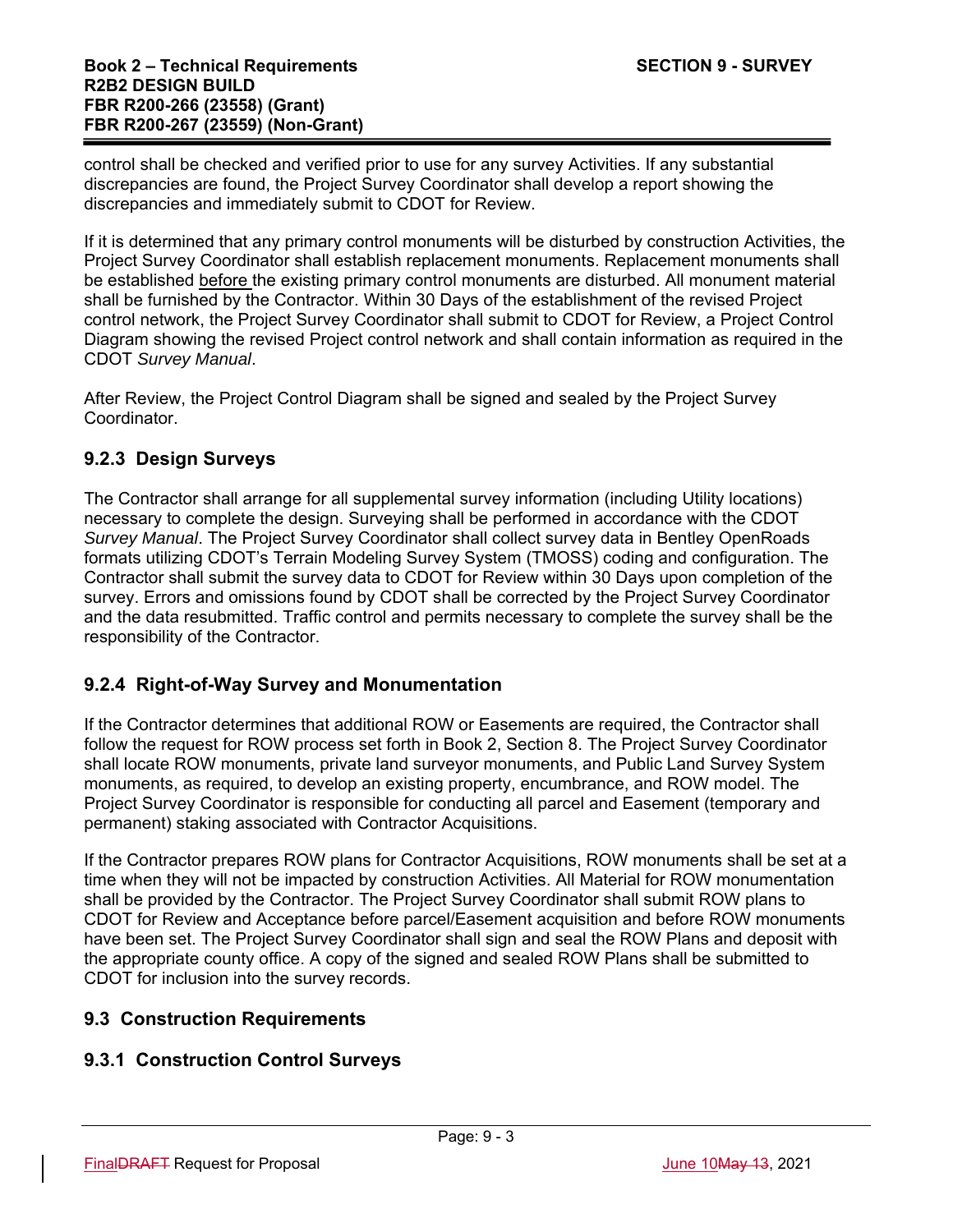control shall be checked and verified prior to use for any survey Activities. If any substantial discrepancies are found, the Project Survey Coordinator shall develop a report showing the discrepancies and immediately submit to CDOT for Review.

If it is determined that any primary control monuments will be disturbed by construction Activities, the Project Survey Coordinator shall establish replacement monuments. Replacement monuments shall be established before the existing primary control monuments are disturbed. All monument material shall be furnished by the Contractor. Within 30 Days of the establishment of the revised Project control network, the Project Survey Coordinator shall submit to CDOT for Review, a Project Control Diagram showing the revised Project control network and shall contain information as required in the CDOT *Survey Manual*.

After Review, the Project Control Diagram shall be signed and sealed by the Project Survey Coordinator.

### 9.2.3 Design Surveys

The Contractor shall arrange for all supplemental survey information (including Utility locations) necessary to complete the design. Surveying shall be performed in accordance with the CDOT *Survey Manual*. The Project Survey Coordinator shall collect survey data in Bentley OpenRoads formats utilizing CDOT's Terrain Modeling Survey System (TMOSS) coding and configuration. The Contractor shall submit the survey data to CDOT for Review within 30 Days upon completion of the survey. Errors and omissions found by CDOT shall be corrected by the Project Survey Coordinator and the data resubmitted. Traffic control and permits necessary to complete the survey shall be the responsibility of the Contractor.

### 9.2.4 Right-of-Way Survey and Monumentation

If the Contractor determines that additional ROW or Easements are required, the Contractor shall follow the request for ROW process set forth in Book 2, Section 8. The Project Survey Coordinator shall locate ROW monuments, private land surveyor monuments, and Public Land Survey System monuments, as required, to develop an existing property, encumbrance, and ROW model. The Project Survey Coordinator is responsible for conducting all parcel and Easement (temporary and permanent) staking associated with Contractor Acquisitions.

If the Contractor prepares ROW plans for Contractor Acquisitions, ROW monuments shall be set at a time when they will not be impacted by construction Activities. All Material for ROW monumentation shall be provided by the Contractor. The Project Survey Coordinator shall submit ROW plans to CDOT for Review and Acceptance before parcel/Easement acquisition and before ROW monuments have been set. The Project Survey Coordinator shall sign and seal the ROW Plans and deposit with the appropriate county office. A copy of the signed and sealed ROW Plans shall be submitted to CDOT for inclusion into the survey records.

## 9.3 Construction Requirements

### 9.3.1 Construction Control Surveys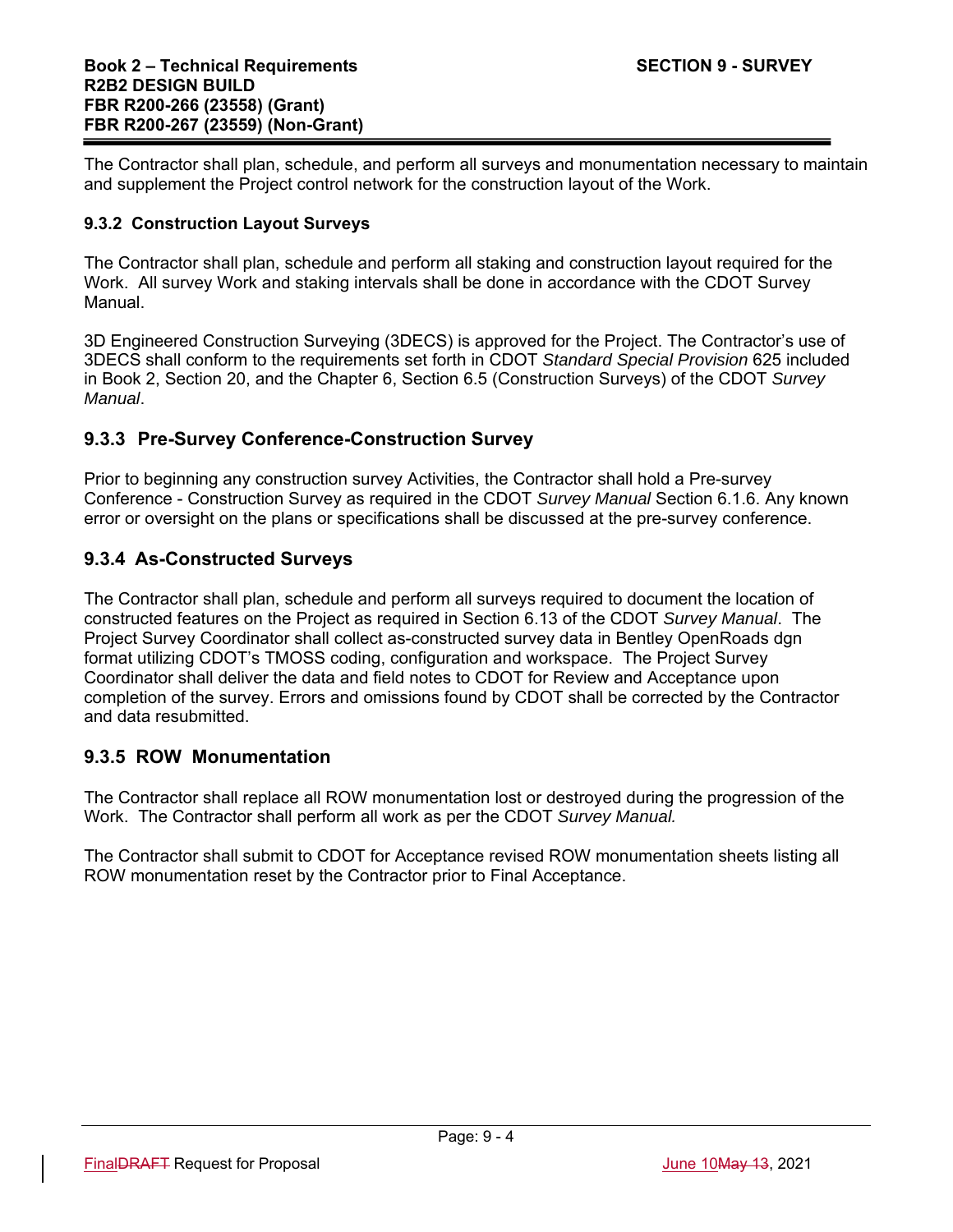The Contractor shall plan, schedule, and perform all surveys and monumentation necessary to maintain and supplement the Project control network for the construction layout of the Work.

#### 9.3.2 Construction Layout Surveys

The Contractor shall plan, schedule and perform all staking and construction layout required for the Work. All survey Work and staking intervals shall be done in accordance with the CDOT Survey Manual.

3D Engineered Construction Surveying (3DECS) is approved for the Project. The Contractor's use of 3DECS shall conform to the requirements set forth in CDOT *Standard Special Provision* 625 included in Book 2, Section 20, and the Chapter 6, Section 6.5 (Construction Surveys) of the CDOT *Survey Manual*.

### 9.3.3 Pre-Survey Conference-Construction Survey

Prior to beginning any construction survey Activities, the Contractor shall hold a Pre-survey Conference - Construction Survey as required in the CDOT *Survey Manual* Section 6.1.6. Any known error or oversight on the plans or specifications shall be discussed at the pre-survey conference.

### 9.3.4 As-Constructed Surveys

The Contractor shall plan, schedule and perform all surveys required to document the location of constructed features on the Project as required in Section 6.13 of the CDOT *Survey Manual*. The Project Survey Coordinator shall collect as-constructed survey data in Bentley OpenRoads dgn format utilizing CDOT's TMOSS coding, configuration and workspace. The Project Survey Coordinator shall deliver the data and field notes to CDOT for Review and Acceptance upon completion of the survey. Errors and omissions found by CDOT shall be corrected by the Contractor and data resubmitted.

### 9.3.5 ROW Monumentation

The Contractor shall replace all ROW monumentation lost or destroyed during the progression of the Work. The Contractor shall perform all work as per the CDOT *Survey Manual.*

The Contractor shall submit to CDOT for Acceptance revised ROW monumentation sheets listing all ROW monumentation reset by the Contractor prior to Final Acceptance.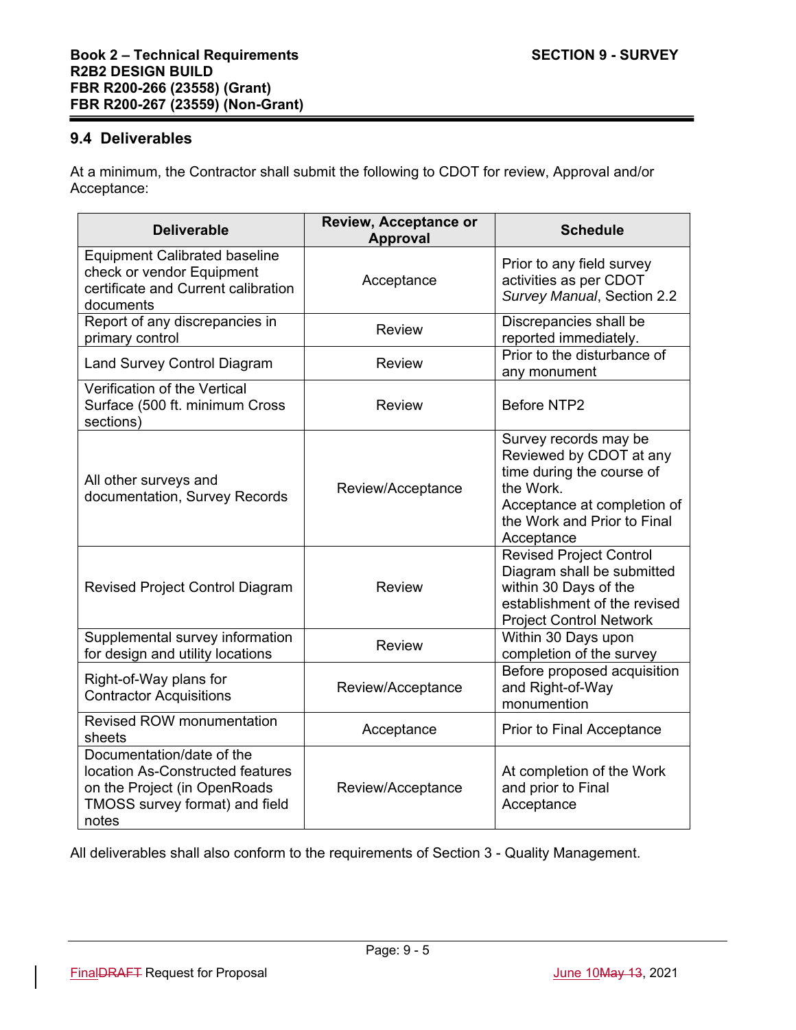## 9.4 Deliverables

At a minimum, the Contractor shall submit the following to CDOT for review, Approval and/or Acceptance:

| Deliverable | Review, Acceptance or Approval | Schedule |
|---|---|---|
| Equipment Calibrated baseline check or vendor Equipment certificate and Current calibration documents | Acceptance | Prior to any field survey activities as per CDOT *Survey Manual*, Section 2.2 |
| Report of any discrepancies in primary control | Review | Discrepancies shall be reported immediately. |
| Land Survey Control Diagram | Review | Prior to the disturbance of any monument |
| Verification of the Vertical Surface (500 ft. minimum Cross sections) | Review | Before NTP2 |
| All other surveys and documentation, Survey Records | Review/Acceptance | Survey records may be Reviewed by CDOT at any time during the course of the Work. Acceptance at completion of the Work and Prior to Final Acceptance |
| Revised Project Control Diagram | Review | Revised Project Control Diagram shall be submitted within 30 Days of the establishment of the revised Project Control Network |
| Supplemental survey information for design and utility locations | Review | Within 30 Days upon completion of the survey |
| Right-of-Way plans for Contractor Acquisitions | Review/Acceptance | Before proposed acquisition and Right-of-Way monumention |
| Revised ROW monumentation sheets | Acceptance | Prior to Final Acceptance |
| Documentation/date of the location As-Constructed features on the Project (in OpenRoads TMOSS survey format) and field notes | Review/Acceptance | At completion of the Work and prior to Final Acceptance |

All deliverables shall also conform to the requirements of Section 3 - Quality Management.